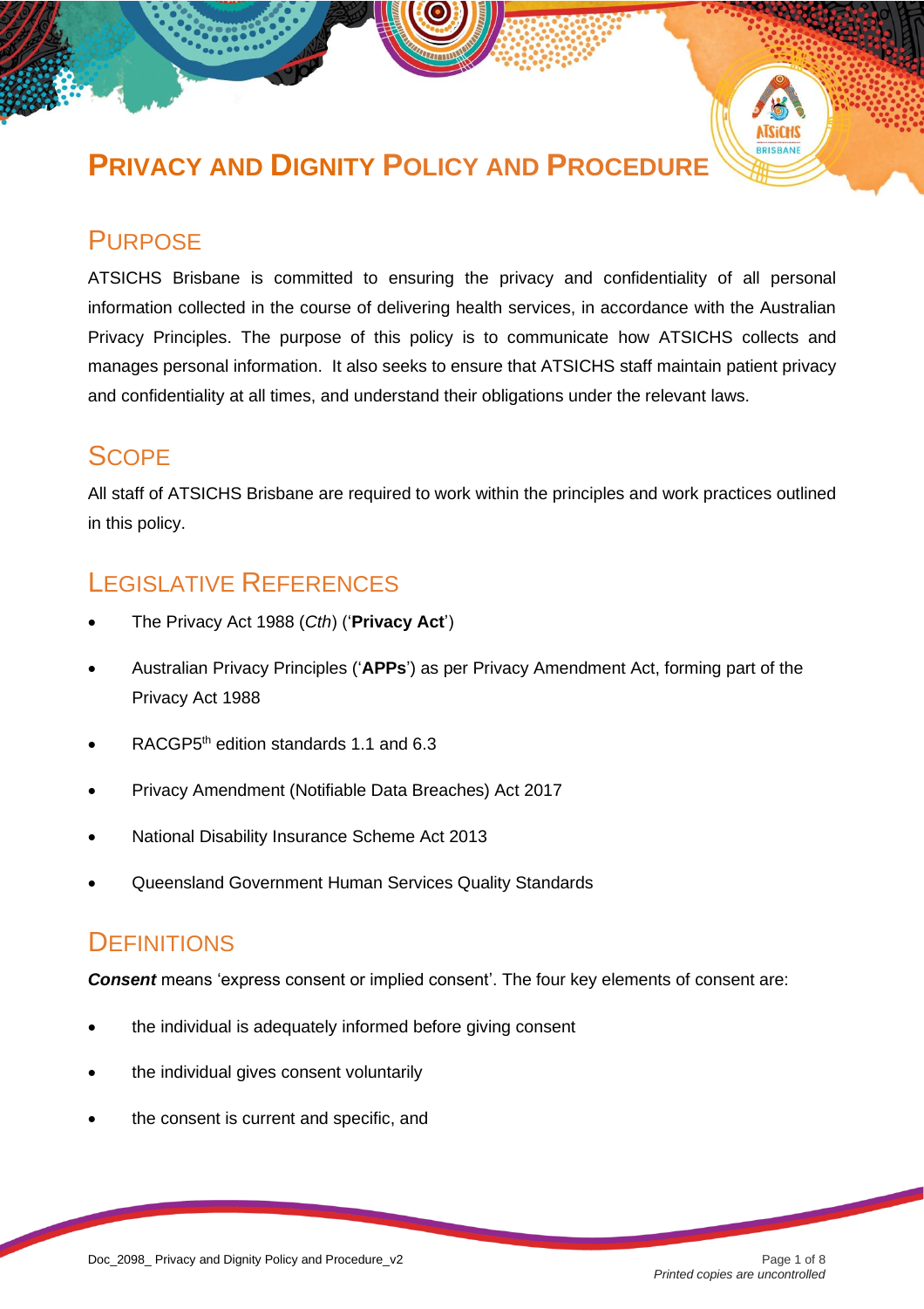# PRIVACY AND DIGNITY POLICY AND PROCEDURE

## PURPOSE

ATSICHS Brisbane is committed to ensuring the privacy and confidentiality of all personal information collected in the course of delivering health services, in accordance with the Australian Privacy Principles. The purpose of this policy is to communicate how ATSICHS collects and manages personal information. It also seeks to ensure that ATSICHS staff maintain patient privacy and confidentiality at all times, and understand their obligations under the relevant laws.

## SCOPE

All staff of ATSICHS Brisbane are required to work within the principles and work practices outlined in this policy.

## LEGISLATIVE REFERENCES

- The Privacy Act 1988 (*Cth*) ('**Privacy Act**')
- Australian Privacy Principles ('**APPs**') as per Privacy Amendment Act, forming part of the Privacy Act 1988
- RACGP5th edition standards 1.1 and 6.3
- Privacy Amendment (Notifiable Data Breaches) Act 2017
- National Disability Insurance Scheme Act 2013
- Queensland Government Human Services Quality Standards

## DEFINITIONS

***Consent*** means 'express consent or implied consent'. The four key elements of consent are:

- the individual is adequately informed before giving consent
- the individual gives consent voluntarily
- the consent is current and specific, and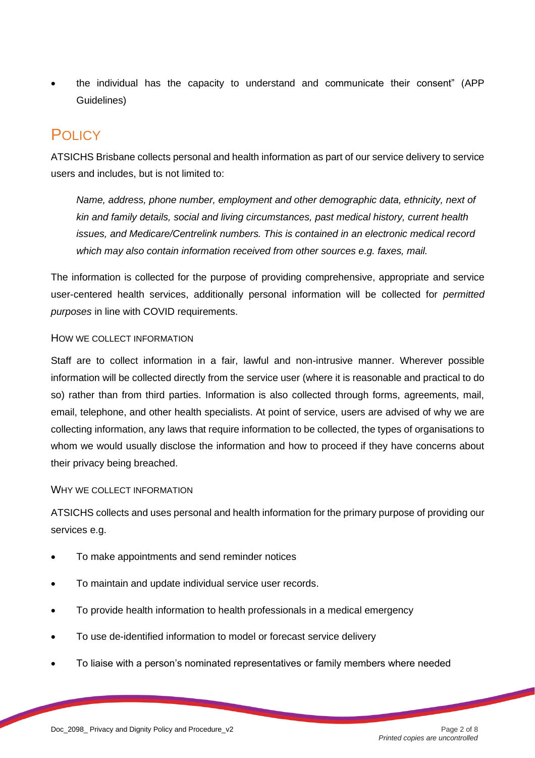- the individual has the capacity to understand and communicate their consent" (APP Guidelines)

# POLICY

ATSICHS Brisbane collects personal and health information as part of our service delivery to service users and includes, but is not limited to:

> *Name, address, phone number, employment and other demographic data, ethnicity, next of kin and family details, social and living circumstances, past medical history, current health issues, and Medicare/Centrelink numbers. This is contained in an electronic medical record which may also contain information received from other sources e.g. faxes, mail.*

The information is collected for the purpose of providing comprehensive, appropriate and service user-centered health services, additionally personal information will be collected for *permitted purposes* in line with COVID requirements.

## HOW WE COLLECT INFORMATION

Staff are to collect information in a fair, lawful and non-intrusive manner. Wherever possible information will be collected directly from the service user (where it is reasonable and practical to do so) rather than from third parties. Information is also collected through forms, agreements, mail, email, telephone, and other health specialists. At point of service, users are advised of why we are collecting information, any laws that require information to be collected, the types of organisations to whom we would usually disclose the information and how to proceed if they have concerns about their privacy being breached.

## WHY WE COLLECT INFORMATION

ATSICHS collects and uses personal and health information for the primary purpose of providing our services e.g.

- To make appointments and send reminder notices
- To maintain and update individual service user records.
- To provide health information to health professionals in a medical emergency
- To use de-identified information to model or forecast service delivery
- To liaise with a person's nominated representatives or family members where needed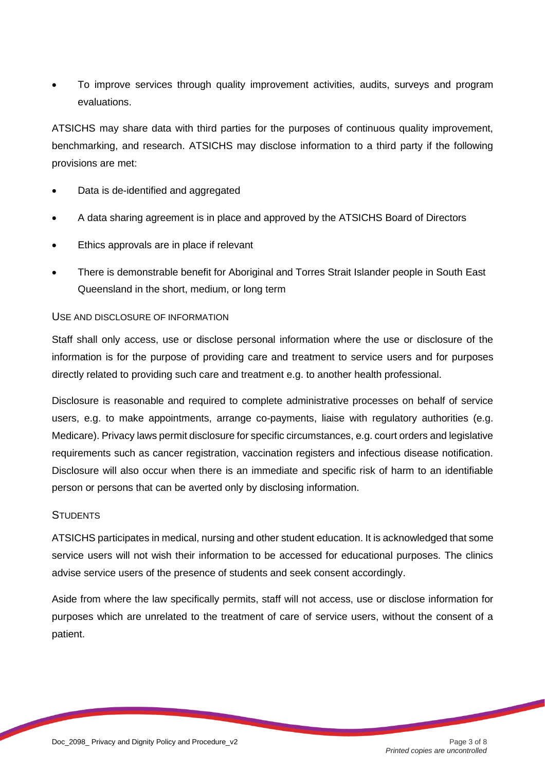- To improve services through quality improvement activities, audits, surveys and program evaluations.

ATSICHS may share data with third parties for the purposes of continuous quality improvement, benchmarking, and research. ATSICHS may disclose information to a third party if the following provisions are met:

- Data is de-identified and aggregated
- A data sharing agreement is in place and approved by the ATSICHS Board of Directors
- Ethics approvals are in place if relevant
- There is demonstrable benefit for Aboriginal and Torres Strait Islander people in South East Queensland in the short, medium, or long term

### USE AND DISCLOSURE OF INFORMATION

Staff shall only access, use or disclose personal information where the use or disclosure of the information is for the purpose of providing care and treatment to service users and for purposes directly related to providing such care and treatment e.g. to another health professional.

Disclosure is reasonable and required to complete administrative processes on behalf of service users, e.g. to make appointments, arrange co-payments, liaise with regulatory authorities (e.g. Medicare). Privacy laws permit disclosure for specific circumstances, e.g. court orders and legislative requirements such as cancer registration, vaccination registers and infectious disease notification. Disclosure will also occur when there is an immediate and specific risk of harm to an identifiable person or persons that can be averted only by disclosing information.

### STUDENTS

ATSICHS participates in medical, nursing and other student education. It is acknowledged that some service users will not wish their information to be accessed for educational purposes. The clinics advise service users of the presence of students and seek consent accordingly.

Aside from where the law specifically permits, staff will not access, use or disclose information for purposes which are unrelated to the treatment of care of service users, without the consent of a patient.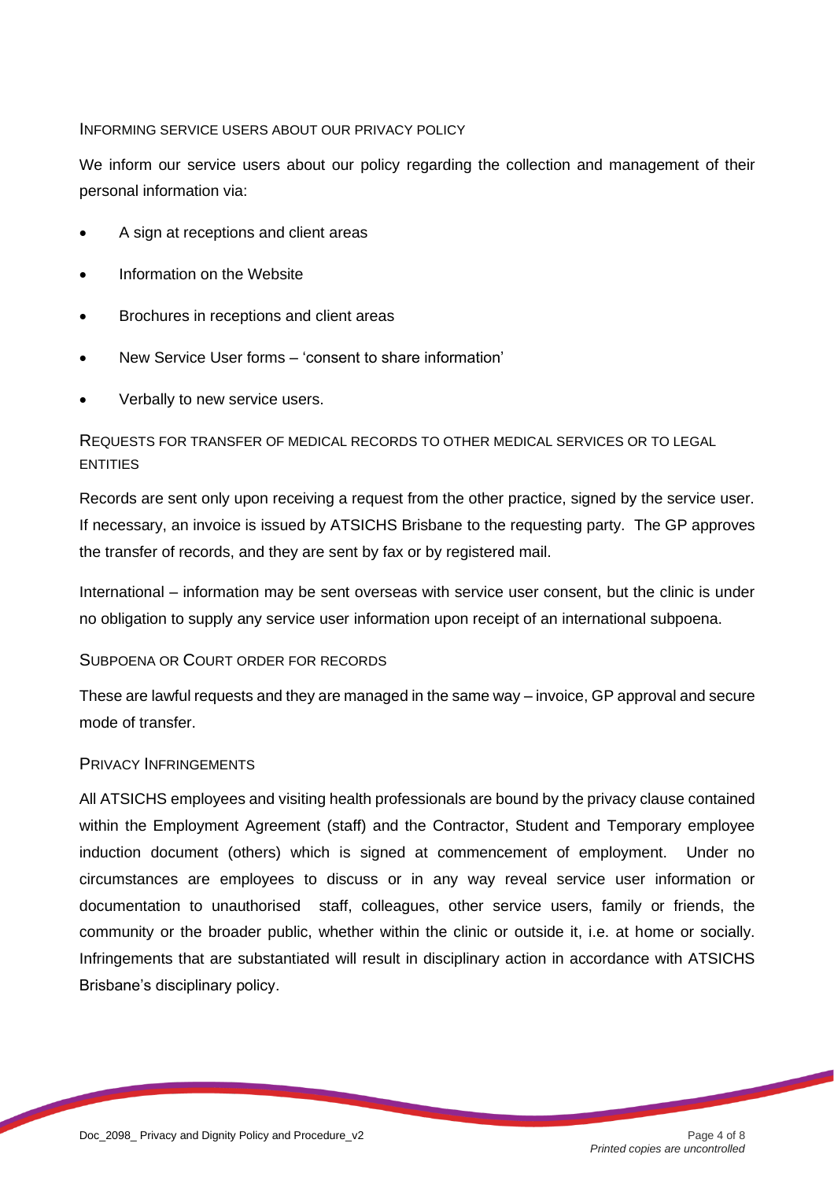### Informing service users about our privacy policy

We inform our service users about our policy regarding the collection and management of their personal information via:

- A sign at receptions and client areas
- Information on the Website
- Brochures in receptions and client areas
- New Service User forms – 'consent to share information'
- Verbally to new service users.

### Requests for transfer of medical records to other medical services or to legal entities

Records are sent only upon receiving a request from the other practice, signed by the service user. If necessary, an invoice is issued by ATSICHS Brisbane to the requesting party. The GP approves the transfer of records, and they are sent by fax or by registered mail.

International – information may be sent overseas with service user consent, but the clinic is under no obligation to supply any service user information upon receipt of an international subpoena.

### Subpoena or Court order for records

These are lawful requests and they are managed in the same way – invoice, GP approval and secure mode of transfer.

### Privacy Infringements

All ATSICHS employees and visiting health professionals are bound by the privacy clause contained within the Employment Agreement (staff) and the Contractor, Student and Temporary employee induction document (others) which is signed at commencement of employment. Under no circumstances are employees to discuss or in any way reveal service user information or documentation to unauthorised staff, colleagues, other service users, family or friends, the community or the broader public, whether within the clinic or outside it, i.e. at home or socially. Infringements that are substantiated will result in disciplinary action in accordance with ATSICHS Brisbane's disciplinary policy.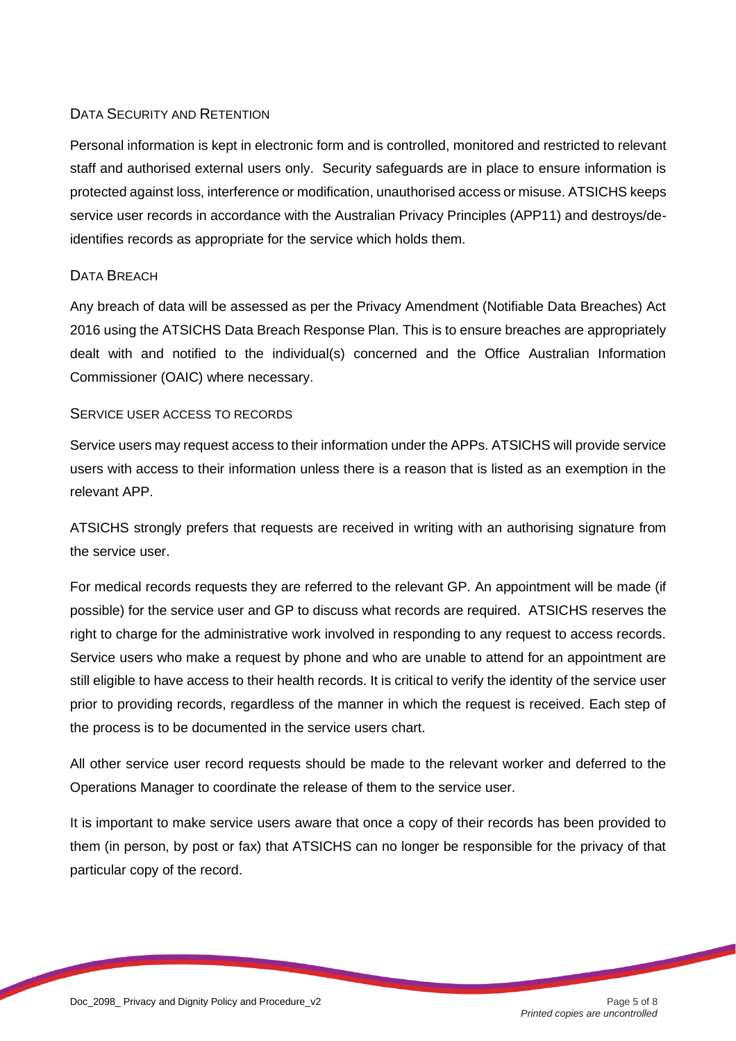## Data Security and Retention

Personal information is kept in electronic form and is controlled, monitored and restricted to relevant staff and authorised external users only. Security safeguards are in place to ensure information is protected against loss, interference or modification, unauthorised access or misuse. ATSICHS keeps service user records in accordance with the Australian Privacy Principles (APP11) and destroys/de-identifies records as appropriate for the service which holds them.

## Data Breach

Any breach of data will be assessed as per the Privacy Amendment (Notifiable Data Breaches) Act 2016 using the ATSICHS Data Breach Response Plan. This is to ensure breaches are appropriately dealt with and notified to the individual(s) concerned and the Office Australian Information Commissioner (OAIC) where necessary.

## Service User Access to Records

Service users may request access to their information under the APPs. ATSICHS will provide service users with access to their information unless there is a reason that is listed as an exemption in the relevant APP.

ATSICHS strongly prefers that requests are received in writing with an authorising signature from the service user.

For medical records requests they are referred to the relevant GP. An appointment will be made (if possible) for the service user and GP to discuss what records are required. ATSICHS reserves the right to charge for the administrative work involved in responding to any request to access records. Service users who make a request by phone and who are unable to attend for an appointment are still eligible to have access to their health records. It is critical to verify the identity of the service user prior to providing records, regardless of the manner in which the request is received. Each step of the process is to be documented in the service users chart.

All other service user record requests should be made to the relevant worker and deferred to the Operations Manager to coordinate the release of them to the service user.

It is important to make service users aware that once a copy of their records has been provided to them (in person, by post or fax) that ATSICHS can no longer be responsible for the privacy of that particular copy of the record.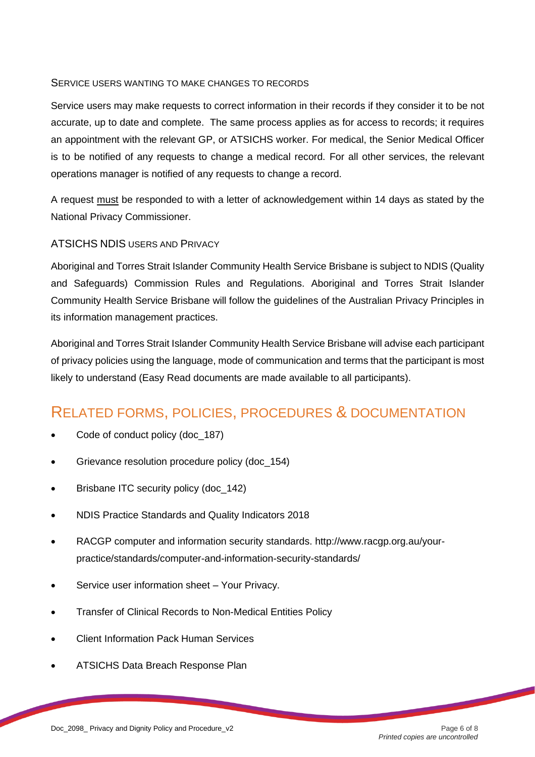### Service users wanting to make changes to records

Service users may make requests to correct information in their records if they consider it to be not accurate, up to date and complete. The same process applies as for access to records; it requires an appointment with the relevant GP, or ATSICHS worker. For medical, the Senior Medical Officer is to be notified of any requests to change a medical record. For all other services, the relevant operations manager is notified of any requests to change a record.

A request must be responded to with a letter of acknowledgement within 14 days as stated by the National Privacy Commissioner.

### ATSICHS NDIS users and Privacy

Aboriginal and Torres Strait Islander Community Health Service Brisbane is subject to NDIS (Quality and Safeguards) Commission Rules and Regulations. Aboriginal and Torres Strait Islander Community Health Service Brisbane will follow the guidelines of the Australian Privacy Principles in its information management practices.

Aboriginal and Torres Strait Islander Community Health Service Brisbane will advise each participant of privacy policies using the language, mode of communication and terms that the participant is most likely to understand (Easy Read documents are made available to all participants).

## Related forms, policies, procedures & documentation

- Code of conduct policy (doc_187)
- Grievance resolution procedure policy (doc_154)
- Brisbane ITC security policy (doc_142)
- NDIS Practice Standards and Quality Indicators 2018
- RACGP computer and information security standards. http://www.racgp.org.au/your-practice/standards/computer-and-information-security-standards/
- Service user information sheet – Your Privacy.
- Transfer of Clinical Records to Non-Medical Entities Policy
- Client Information Pack Human Services
- ATSICHS Data Breach Response Plan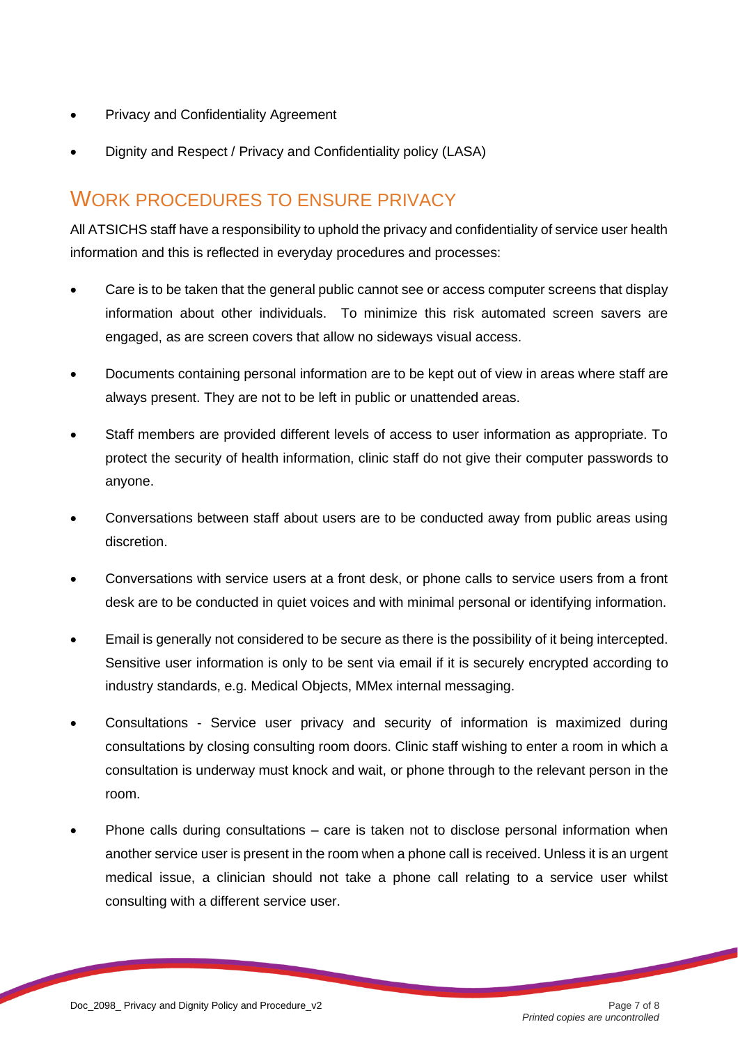- Privacy and Confidentiality Agreement
- Dignity and Respect / Privacy and Confidentiality policy (LASA)

## WORK PROCEDURES TO ENSURE PRIVACY

All ATSICHS staff have a responsibility to uphold the privacy and confidentiality of service user health information and this is reflected in everyday procedures and processes:

- Care is to be taken that the general public cannot see or access computer screens that display information about other individuals. To minimize this risk automated screen savers are engaged, as are screen covers that allow no sideways visual access.
- Documents containing personal information are to be kept out of view in areas where staff are always present. They are not to be left in public or unattended areas.
- Staff members are provided different levels of access to user information as appropriate. To protect the security of health information, clinic staff do not give their computer passwords to anyone.
- Conversations between staff about users are to be conducted away from public areas using discretion.
- Conversations with service users at a front desk, or phone calls to service users from a front desk are to be conducted in quiet voices and with minimal personal or identifying information.
- Email is generally not considered to be secure as there is the possibility of it being intercepted. Sensitive user information is only to be sent via email if it is securely encrypted according to industry standards, e.g. Medical Objects, MMex internal messaging.
- Consultations - Service user privacy and security of information is maximized during consultations by closing consulting room doors. Clinic staff wishing to enter a room in which a consultation is underway must knock and wait, or phone through to the relevant person in the room.
- Phone calls during consultations – care is taken not to disclose personal information when another service user is present in the room when a phone call is received. Unless it is an urgent medical issue, a clinician should not take a phone call relating to a service user whilst consulting with a different service user.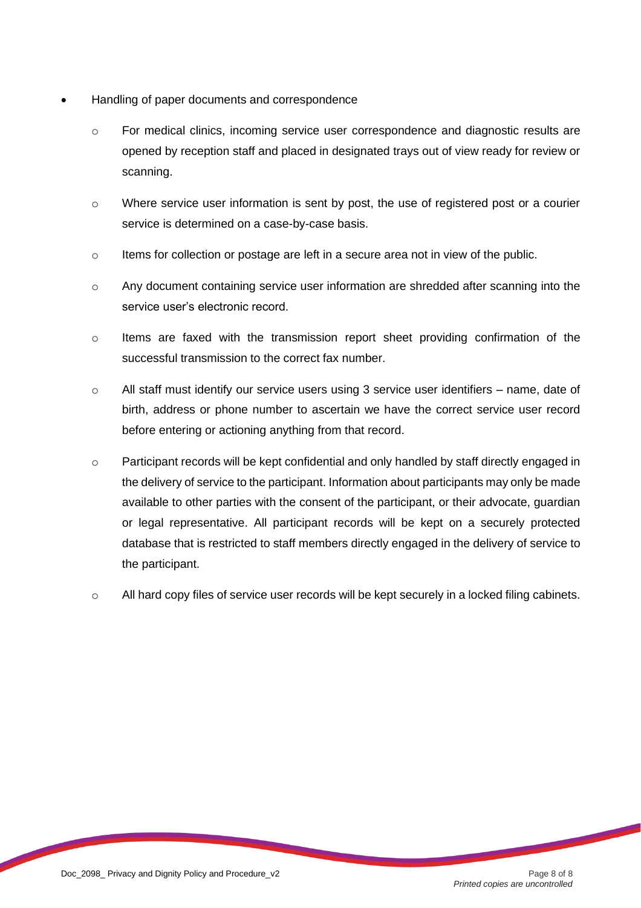- Handling of paper documents and correspondence
  - For medical clinics, incoming service user correspondence and diagnostic results are opened by reception staff and placed in designated trays out of view ready for review or scanning.
  - Where service user information is sent by post, the use of registered post or a courier service is determined on a case-by-case basis.
  - Items for collection or postage are left in a secure area not in view of the public.
  - Any document containing service user information are shredded after scanning into the service user's electronic record.
  - Items are faxed with the transmission report sheet providing confirmation of the successful transmission to the correct fax number.
  - All staff must identify our service users using 3 service user identifiers – name, date of birth, address or phone number to ascertain we have the correct service user record before entering or actioning anything from that record.
  - Participant records will be kept confidential and only handled by staff directly engaged in the delivery of service to the participant. Information about participants may only be made available to other parties with the consent of the participant, or their advocate, guardian or legal representative. All participant records will be kept on a securely protected database that is restricted to staff members directly engaged in the delivery of service to the participant.
  - All hard copy files of service user records will be kept securely in a locked filing cabinets.